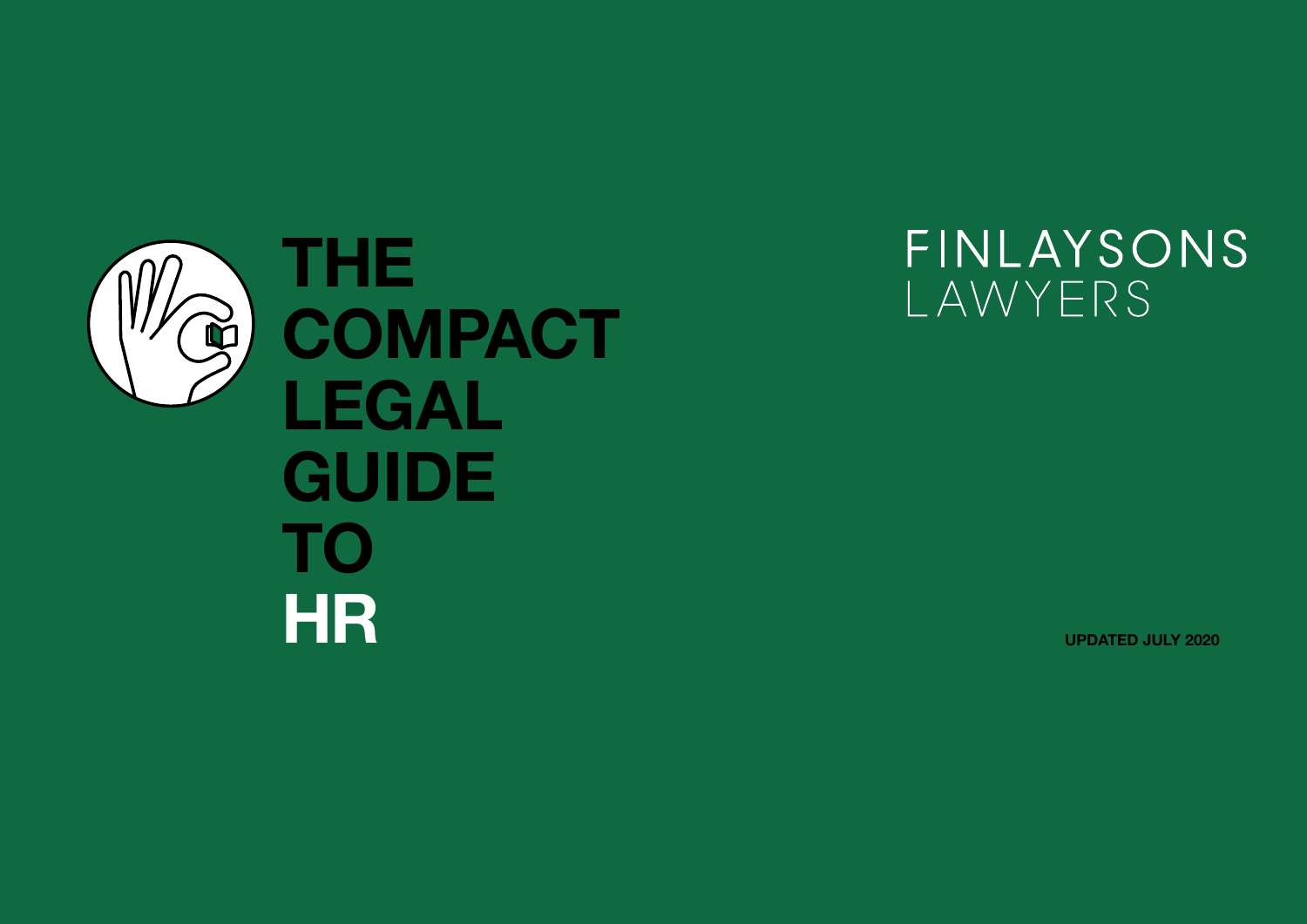# THE COMPACT LEGAL GUIDE TO HR

FINLAYSONS
LAWYERS

**UPDATED JULY 2020**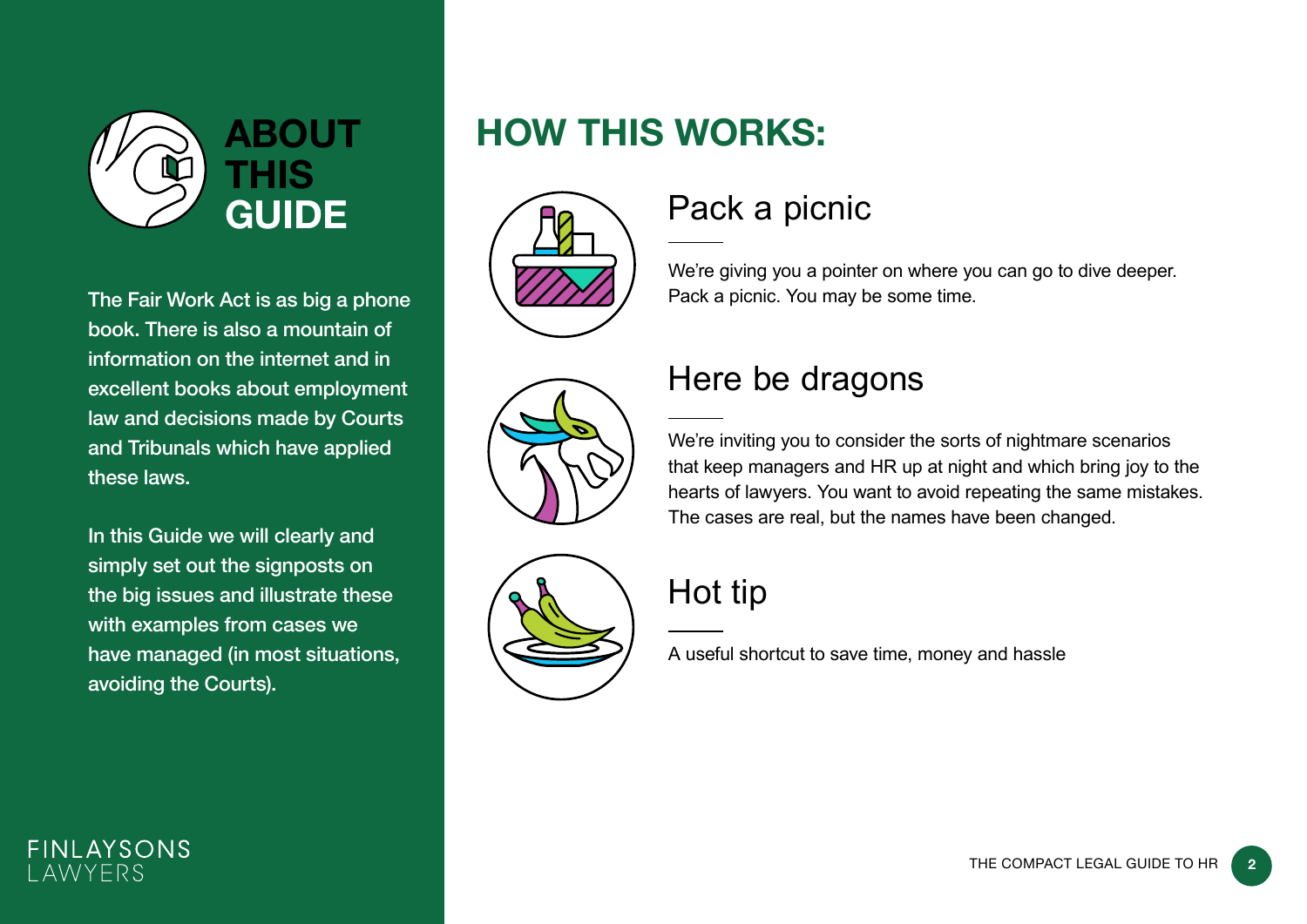# ABOUT THIS GUIDE

The Fair Work Act is as big a phone book. There is also a mountain of information on the internet and in excellent books about employment law and decisions made by Courts and Tribunals which have applied these laws.

In this Guide we will clearly and simply set out the signposts on the big issues and illustrate these with examples from cases we have managed (in most situations, avoiding the Courts).

# HOW THIS WORKS:

## Pack a picnic

We're giving you a pointer on where you can go to dive deeper. Pack a picnic. You may be some time.

## Here be dragons

We're inviting you to consider the sorts of nightmare scenarios that keep managers and HR up at night and which bring joy to the hearts of lawyers. You want to avoid repeating the same mistakes. The cases are real, but the names have been changed.

## Hot tip

A useful shortcut to save time, money and hassle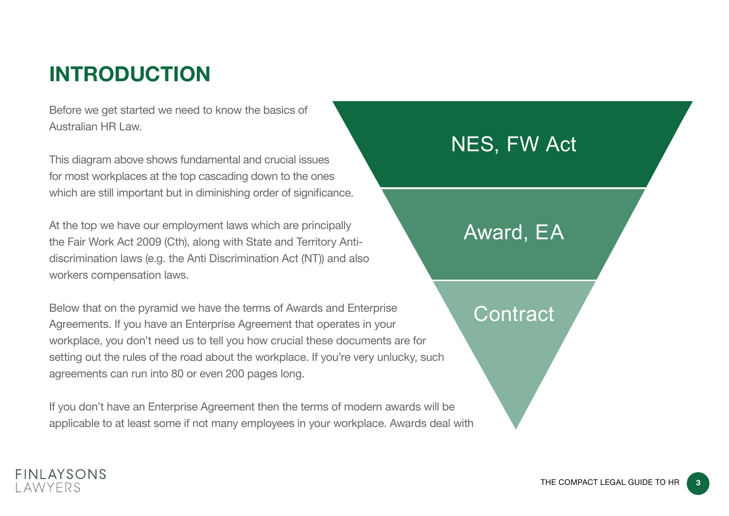# INTRODUCTION

Before we get started we need to know the basics of Australian HR Law.

This diagram above shows fundamental and crucial issues for most workplaces at the top cascading down to the ones which are still important but in diminishing order of significance.

NES, FW Act

Award, EA

Contract

At the top we have our employment laws which are principally the Fair Work Act 2009 (Cth), along with State and Territory Anti-discrimination laws (e.g. the Anti Discrimination Act (NT)) and also workers compensation laws.

Below that on the pyramid we have the terms of Awards and Enterprise Agreements. If you have an Enterprise Agreement that operates in your workplace, you don't need us to tell you how crucial these documents are for setting out the rules of the road about the workplace. If you're very unlucky, such agreements can run into 80 or even 200 pages long.

If you don't have an Enterprise Agreement then the terms of modern awards will be applicable to at least some if not many employees in your workplace. Awards deal with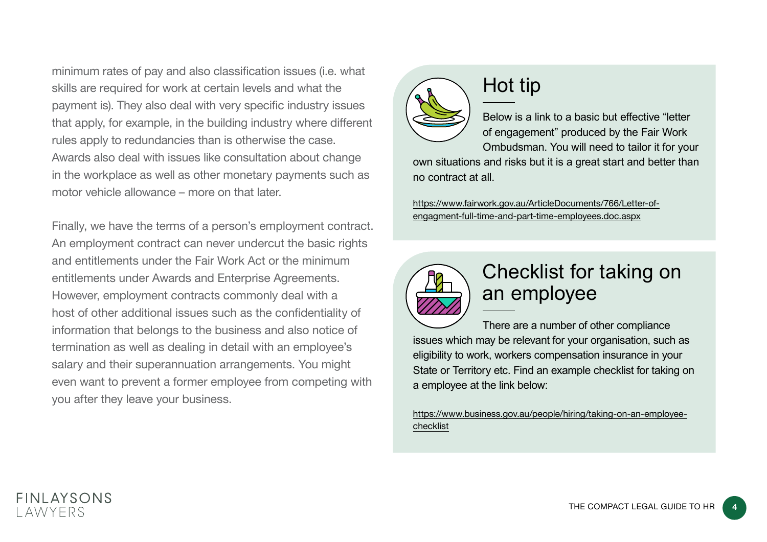minimum rates of pay and also classification issues (i.e. what skills are required for work at certain levels and what the payment is). They also deal with very specific industry issues that apply, for example, in the building industry where different rules apply to redundancies than is otherwise the case. Awards also deal with issues like consultation about change in the workplace as well as other monetary payments such as motor vehicle allowance – more on that later.

Finally, we have the terms of a person's employment contract. An employment contract can never undercut the basic rights and entitlements under the Fair Work Act or the minimum entitlements under Awards and Enterprise Agreements. However, employment contracts commonly deal with a host of other additional issues such as the confidentiality of information that belongs to the business and also notice of termination as well as dealing in detail with an employee's salary and their superannuation arrangements. You might even want to prevent a former employee from competing with you after they leave your business.

## Hot tip

Below is a link to a basic but effective "letter of engagement" produced by the Fair Work Ombudsman. You will need to tailor it for your own situations and risks but it is a great start and better than no contract at all.

https://www.fairwork.gov.au/ArticleDocuments/766/Letter-of-engagment-full-time-and-part-time-employees.doc.aspx

## Checklist for taking on an employee

There are a number of other compliance issues which may be relevant for your organisation, such as eligibility to work, workers compensation insurance in your State or Territory etc. Find an example checklist for taking on a employee at the link below:

https://www.business.gov.au/people/hiring/taking-on-an-employee-checklist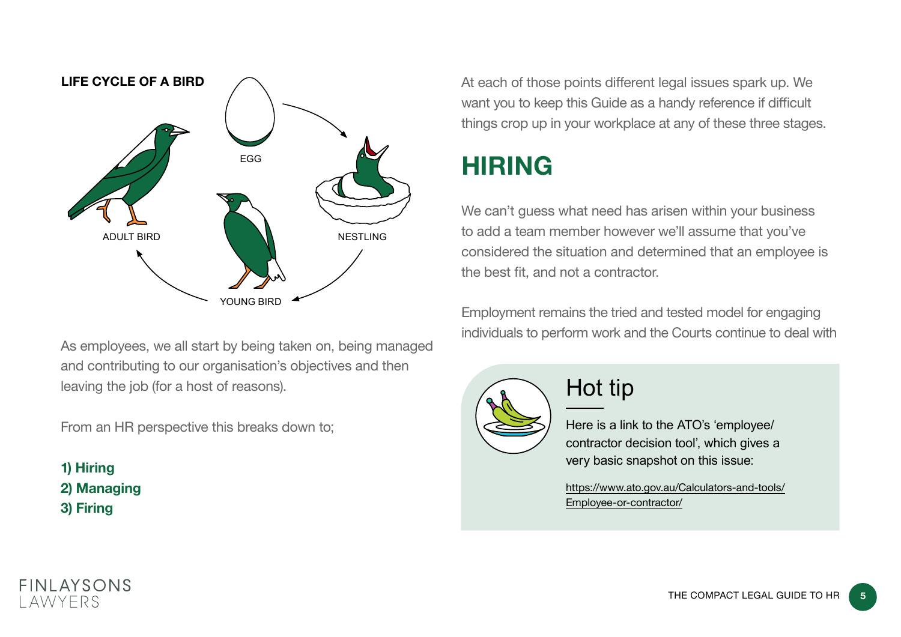**LIFE CYCLE OF A BIRD**

EGG

NESTLING

YOUNG BIRD

ADULT BIRD

As employees, we all start by being taken on, being managed and contributing to our organisation's objectives and then leaving the job (for a host of reasons).

From an HR perspective this breaks down to;

**1) Hiring**
**2) Managing**
**3) Firing**

At each of those points different legal issues spark up. We want you to keep this Guide as a handy reference if difficult things crop up in your workplace at any of these three stages.

# HIRING

We can't guess what need has arisen within your business to add a team member however we'll assume that you've considered the situation and determined that an employee is the best fit, and not a contractor.

Employment remains the tried and tested model for engaging individuals to perform work and the Courts continue to deal with

> ## Hot tip
>
> Here is a link to the ATO's 'employee/contractor decision tool', which gives a very basic snapshot on this issue:
>
> https://www.ato.gov.au/Calculators-and-tools/Employee-or-contractor/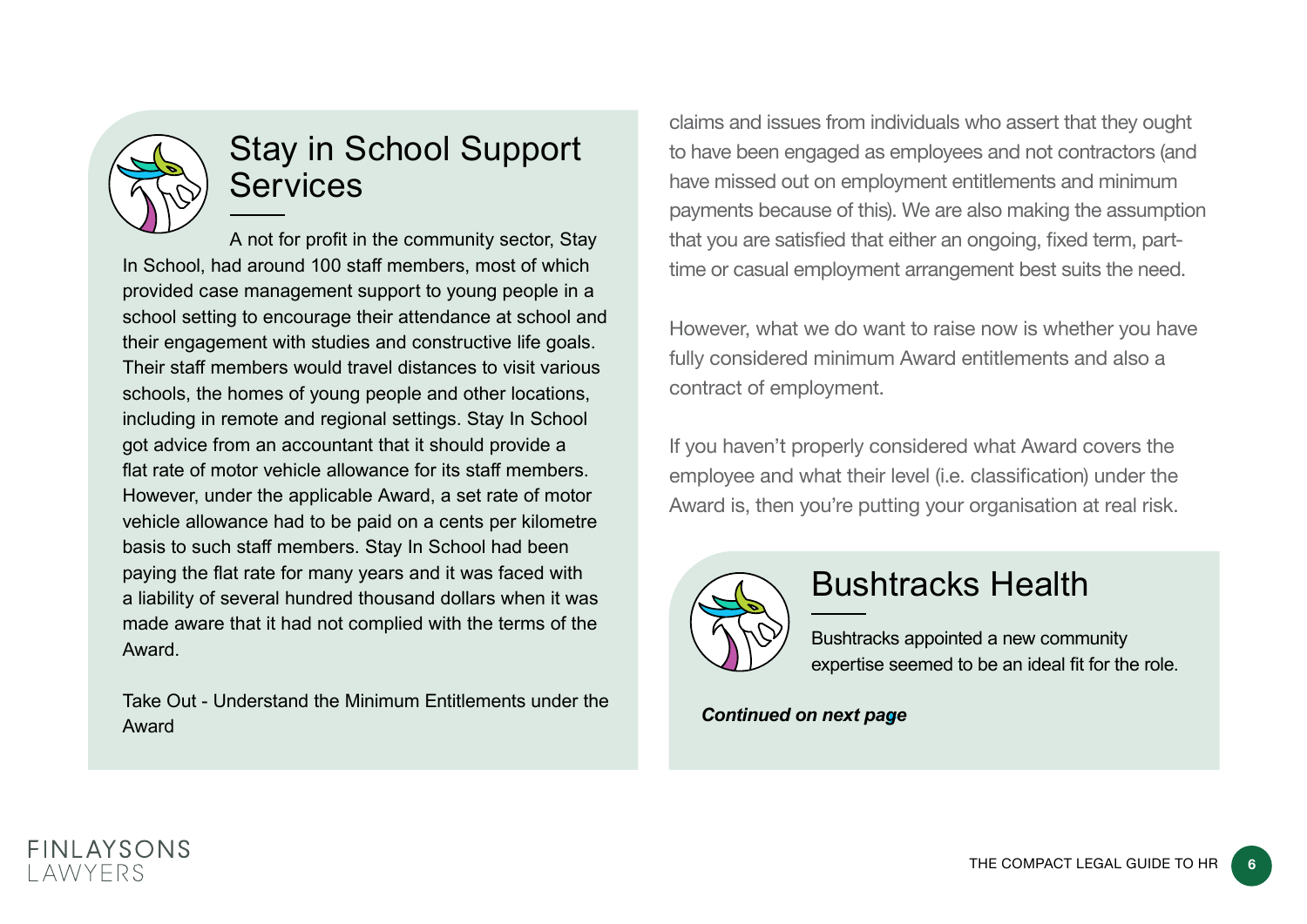## Stay in School Support Services

A not for profit in the community sector, Stay In School, had around 100 staff members, most of which provided case management support to young people in a school setting to encourage their attendance at school and their engagement with studies and constructive life goals. Their staff members would travel distances to visit various schools, the homes of young people and other locations, including in remote and regional settings. Stay In School got advice from an accountant that it should provide a flat rate of motor vehicle allowance for its staff members. However, under the applicable Award, a set rate of motor vehicle allowance had to be paid on a cents per kilometre basis to such staff members. Stay In School had been paying the flat rate for many years and it was faced with a liability of several hundred thousand dollars when it was made aware that it had not complied with the terms of the Award.

Take Out - Understand the Minimum Entitlements under the Award

claims and issues from individuals who assert that they ought to have been engaged as employees and not contractors (and have missed out on employment entitlements and minimum payments because of this). We are also making the assumption that you are satisfied that either an ongoing, fixed term, part-time or casual employment arrangement best suits the need.

However, what we do want to raise now is whether you have fully considered minimum Award entitlements and also a contract of employment.

If you haven't properly considered what Award covers the employee and what their level (i.e. classification) under the Award is, then you're putting your organisation at real risk.

## Bushtracks Health

Bushtracks appointed a new community expertise seemed to be an ideal fit for the role.

***Continued on next page***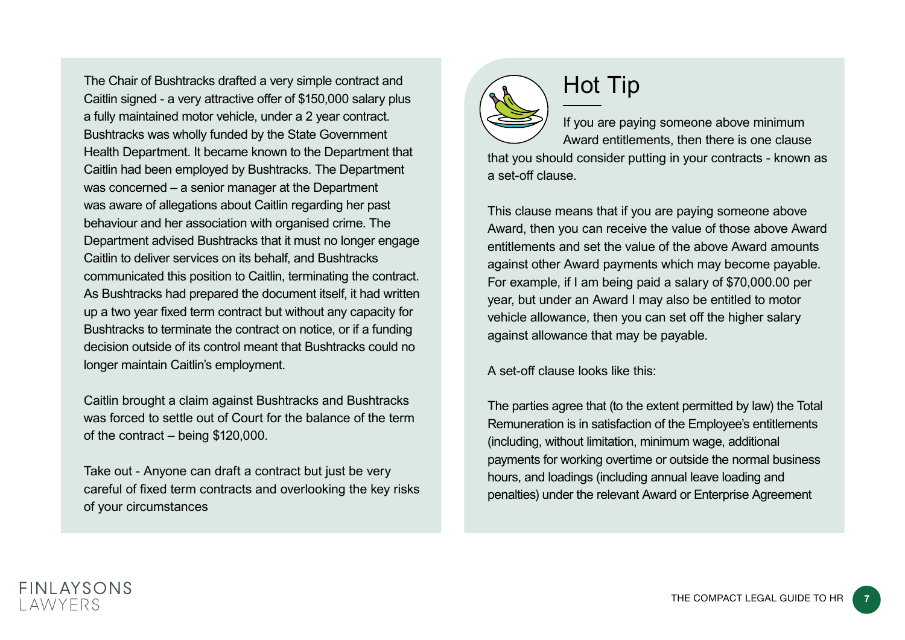The Chair of Bushtracks drafted a very simple contract and Caitlin signed - a very attractive offer of $150,000 salary plus a fully maintained motor vehicle, under a 2 year contract. Bushtracks was wholly funded by the State Government Health Department. It became known to the Department that Caitlin had been employed by Bushtracks. The Department was concerned – a senior manager at the Department was aware of allegations about Caitlin regarding her past behaviour and her association with organised crime. The Department advised Bushtracks that it must no longer engage Caitlin to deliver services on its behalf, and Bushtracks communicated this position to Caitlin, terminating the contract. As Bushtracks had prepared the document itself, it had written up a two year fixed term contract but without any capacity for Bushtracks to terminate the contract on notice, or if a funding decision outside of its control meant that Bushtracks could no longer maintain Caitlin's employment.

Caitlin brought a claim against Bushtracks and Bushtracks was forced to settle out of Court for the balance of the term of the contract – being $120,000.

Take out - Anyone can draft a contract but just be very careful of fixed term contracts and overlooking the key risks of your circumstances

## Hot Tip

If you are paying someone above minimum Award entitlements, then there is one clause that you should consider putting in your contracts - known as a set-off clause.

This clause means that if you are paying someone above Award, then you can receive the value of those above Award entitlements and set the value of the above Award amounts against other Award payments which may become payable. For example, if I am being paid a salary of $70,000.00 per year, but under an Award I may also be entitled to motor vehicle allowance, then you can set off the higher salary against allowance that may be payable.

A set-off clause looks like this:

The parties agree that (to the extent permitted by law) the Total Remuneration is in satisfaction of the Employee's entitlements (including, without limitation, minimum wage, additional payments for working overtime or outside the normal business hours, and loadings (including annual leave loading and penalties) under the relevant Award or Enterprise Agreement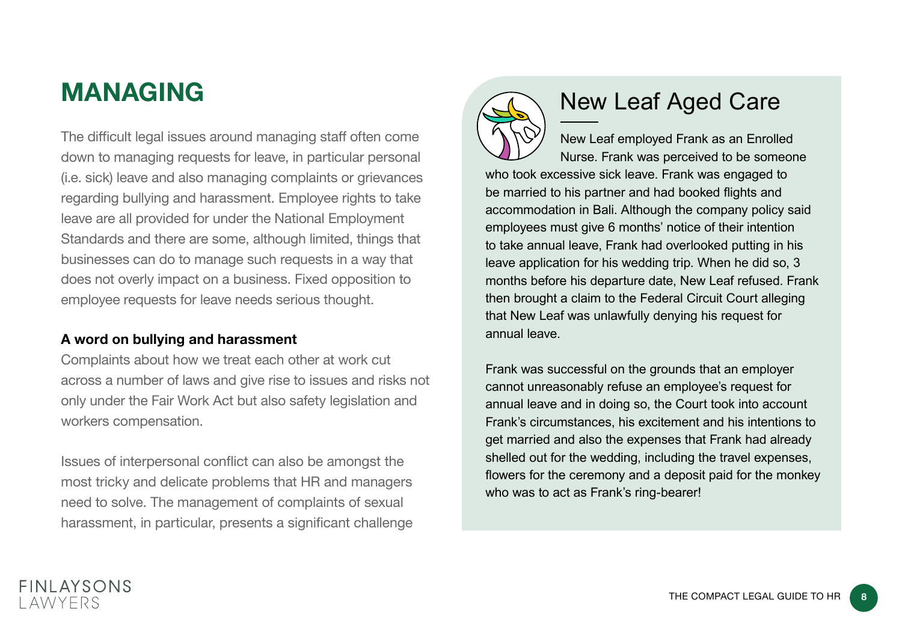# MANAGING

The difficult legal issues around managing staff often come down to managing requests for leave, in particular personal (i.e. sick) leave and also managing complaints or grievances regarding bullying and harassment. Employee rights to take leave are all provided for under the National Employment Standards and there are some, although limited, things that businesses can do to manage such requests in a way that does not overly impact on a business. Fixed opposition to employee requests for leave needs serious thought.

**A word on bullying and harassment**

Complaints about how we treat each other at work cut across a number of laws and give rise to issues and risks not only under the Fair Work Act but also safety legislation and workers compensation.

Issues of interpersonal conflict can also be amongst the most tricky and delicate problems that HR and managers need to solve. The management of complaints of sexual harassment, in particular, presents a significant challenge

## New Leaf Aged Care

New Leaf employed Frank as an Enrolled Nurse. Frank was perceived to be someone who took excessive sick leave. Frank was engaged to be married to his partner and had booked flights and accommodation in Bali. Although the company policy said employees must give 6 months' notice of their intention to take annual leave, Frank had overlooked putting in his leave application for his wedding trip. When he did so, 3 months before his departure date, New Leaf refused. Frank then brought a claim to the Federal Circuit Court alleging that New Leaf was unlawfully denying his request for annual leave.

Frank was successful on the grounds that an employer cannot unreasonably refuse an employee's request for annual leave and in doing so, the Court took into account Frank's circumstances, his excitement and his intentions to get married and also the expenses that Frank had already shelled out for the wedding, including the travel expenses, flowers for the ceremony and a deposit paid for the monkey who was to act as Frank's ring-bearer!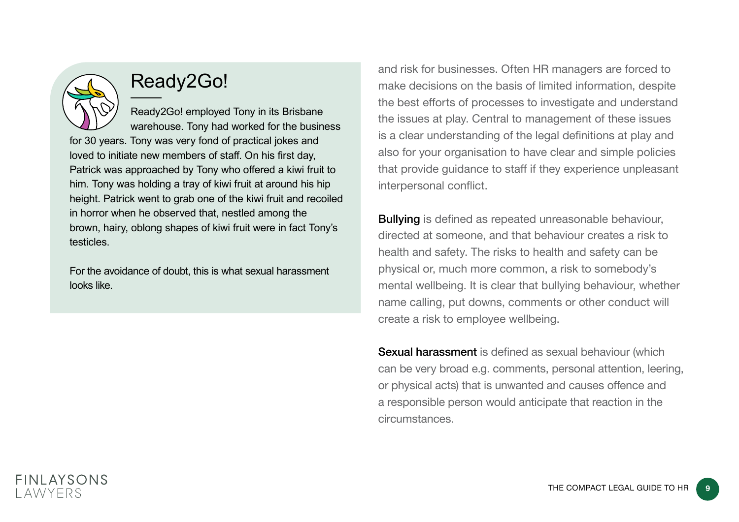## Ready2Go!

Ready2Go! employed Tony in its Brisbane warehouse. Tony had worked for the business for 30 years. Tony was very fond of practical jokes and loved to initiate new members of staff. On his first day, Patrick was approached by Tony who offered a kiwi fruit to him. Tony was holding a tray of kiwi fruit at around his hip height. Patrick went to grab one of the kiwi fruit and recoiled in horror when he observed that, nestled among the brown, hairy, oblong shapes of kiwi fruit were in fact Tony's testicles.

For the avoidance of doubt, this is what sexual harassment looks like.

and risk for businesses. Often HR managers are forced to make decisions on the basis of limited information, despite the best efforts of processes to investigate and understand the issues at play. Central to management of these issues is a clear understanding of the legal definitions at play and also for your organisation to have clear and simple policies that provide guidance to staff if they experience unpleasant interpersonal conflict.

**Bullying** is defined as repeated unreasonable behaviour, directed at someone, and that behaviour creates a risk to health and safety. The risks to health and safety can be physical or, much more common, a risk to somebody's mental wellbeing. It is clear that bullying behaviour, whether name calling, put downs, comments or other conduct will create a risk to employee wellbeing.

**Sexual harassment** is defined as sexual behaviour (which can be very broad e.g. comments, personal attention, leering, or physical acts) that is unwanted and causes offence and a responsible person would anticipate that reaction in the circumstances.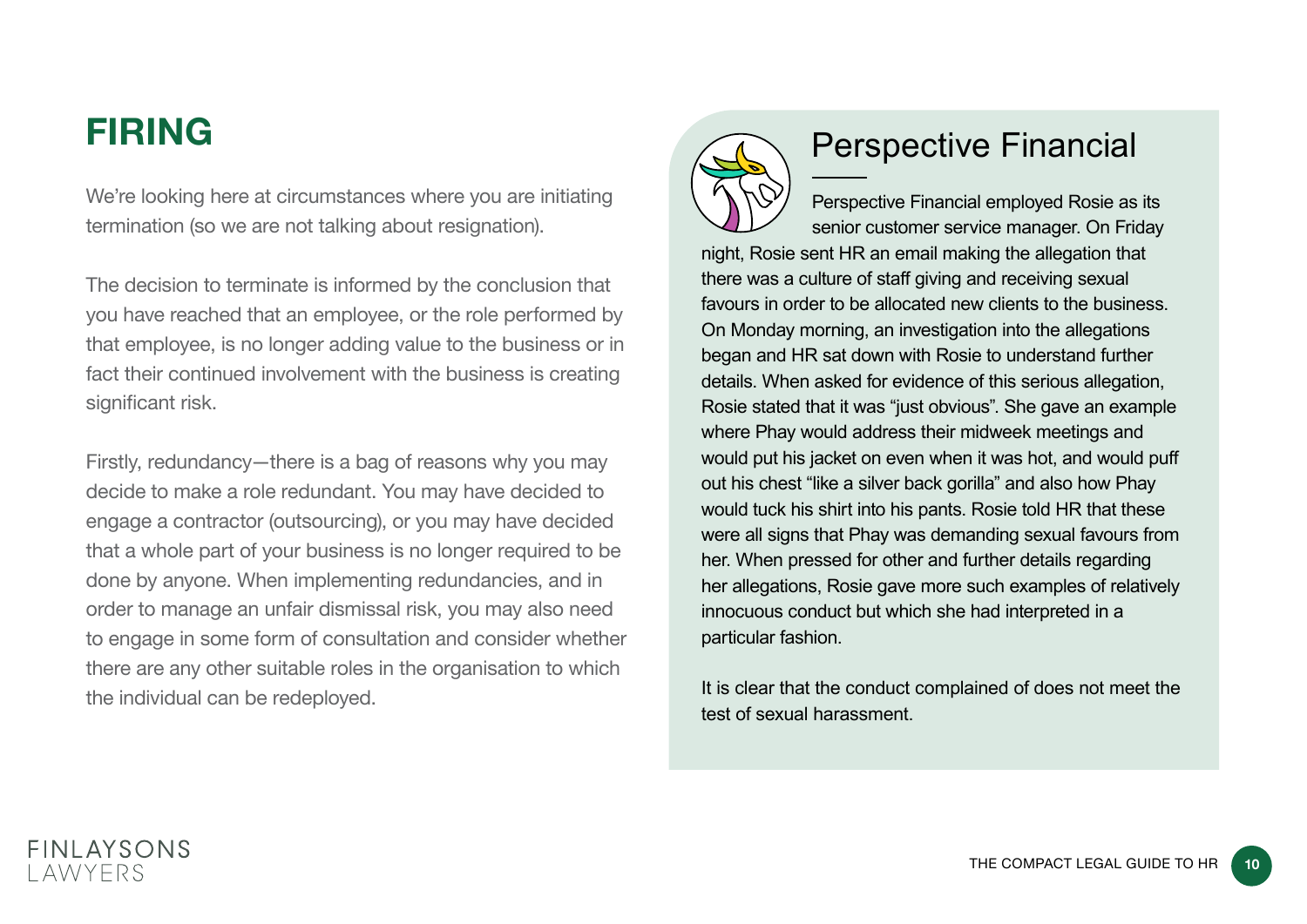# FIRING

We're looking here at circumstances where you are initiating termination (so we are not talking about resignation).

The decision to terminate is informed by the conclusion that you have reached that an employee, or the role performed by that employee, is no longer adding value to the business or in fact their continued involvement with the business is creating significant risk.

Firstly, redundancy—there is a bag of reasons why you may decide to make a role redundant. You may have decided to engage a contractor (outsourcing), or you may have decided that a whole part of your business is no longer required to be done by anyone. When implementing redundancies, and in order to manage an unfair dismissal risk, you may also need to engage in some form of consultation and consider whether there are any other suitable roles in the organisation to which the individual can be redeployed.

## Perspective Financial

Perspective Financial employed Rosie as its senior customer service manager. On Friday night, Rosie sent HR an email making the allegation that there was a culture of staff giving and receiving sexual favours in order to be allocated new clients to the business. On Monday morning, an investigation into the allegations began and HR sat down with Rosie to understand further details. When asked for evidence of this serious allegation, Rosie stated that it was "just obvious". She gave an example where Phay would address their midweek meetings and would put his jacket on even when it was hot, and would puff out his chest "like a silver back gorilla" and also how Phay would tuck his shirt into his pants. Rosie told HR that these were all signs that Phay was demanding sexual favours from her. When pressed for other and further details regarding her allegations, Rosie gave more such examples of relatively innocuous conduct but which she had interpreted in a particular fashion.

It is clear that the conduct complained of does not meet the test of sexual harassment.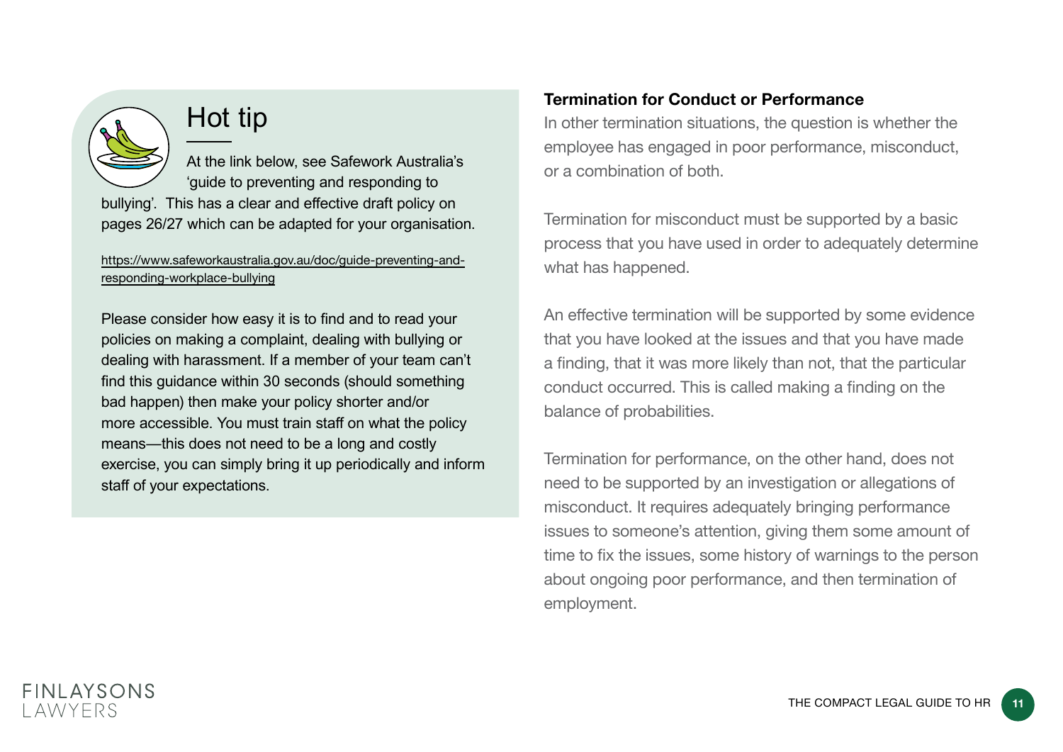## Hot tip

At the link below, see Safework Australia's 'guide to preventing and responding to bullying'. This has a clear and effective draft policy on pages 26/27 which can be adapted for your organisation.

https://www.safeworkaustralia.gov.au/doc/guide-preventing-and-responding-workplace-bullying

Please consider how easy it is to find and to read your policies on making a complaint, dealing with bullying or dealing with harassment. If a member of your team can't find this guidance within 30 seconds (should something bad happen) then make your policy shorter and/or more accessible. You must train staff on what the policy means—this does not need to be a long and costly exercise, you can simply bring it up periodically and inform staff of your expectations.

**Termination for Conduct or Performance**

In other termination situations, the question is whether the employee has engaged in poor performance, misconduct, or a combination of both.

Termination for misconduct must be supported by a basic process that you have used in order to adequately determine what has happened.

An effective termination will be supported by some evidence that you have looked at the issues and that you have made a finding, that it was more likely than not, that the particular conduct occurred. This is called making a finding on the balance of probabilities.

Termination for performance, on the other hand, does not need to be supported by an investigation or allegations of misconduct. It requires adequately bringing performance issues to someone's attention, giving them some amount of time to fix the issues, some history of warnings to the person about ongoing poor performance, and then termination of employment.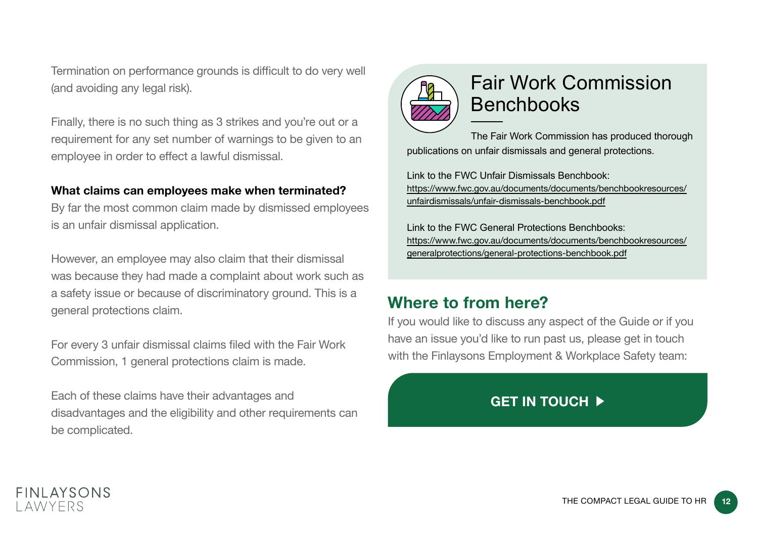Termination on performance grounds is difficult to do very well (and avoiding any legal risk).

Finally, there is no such thing as 3 strikes and you're out or a requirement for any set number of warnings to be given to an employee in order to effect a lawful dismissal.

**What claims can employees make when terminated?**

By far the most common claim made by dismissed employees is an unfair dismissal application.

However, an employee may also claim that their dismissal was because they had made a complaint about work such as a safety issue or because of discriminatory ground. This is a general protections claim.

For every 3 unfair dismissal claims filed with the Fair Work Commission, 1 general protections claim is made.

Each of these claims have their advantages and disadvantages and the eligibility and other requirements can be complicated.

## Fair Work Commission Benchbooks

The Fair Work Commission has produced thorough publications on unfair dismissals and general protections.

Link to the FWC Unfair Dismissals Benchbook:
https://www.fwc.gov.au/documents/documents/benchbookresources/unfairdismissals/unfair-dismissals-benchbook.pdf

Link to the FWC General Protections Benchbooks:
https://www.fwc.gov.au/documents/documents/benchbookresources/generalprotections/general-protections-benchbook.pdf

## Where to from here?

If you would like to discuss any aspect of the Guide or if you have an issue you'd like to run past us, please get in touch with the Finlaysons Employment & Workplace Safety team:

**GET IN TOUCH ▶**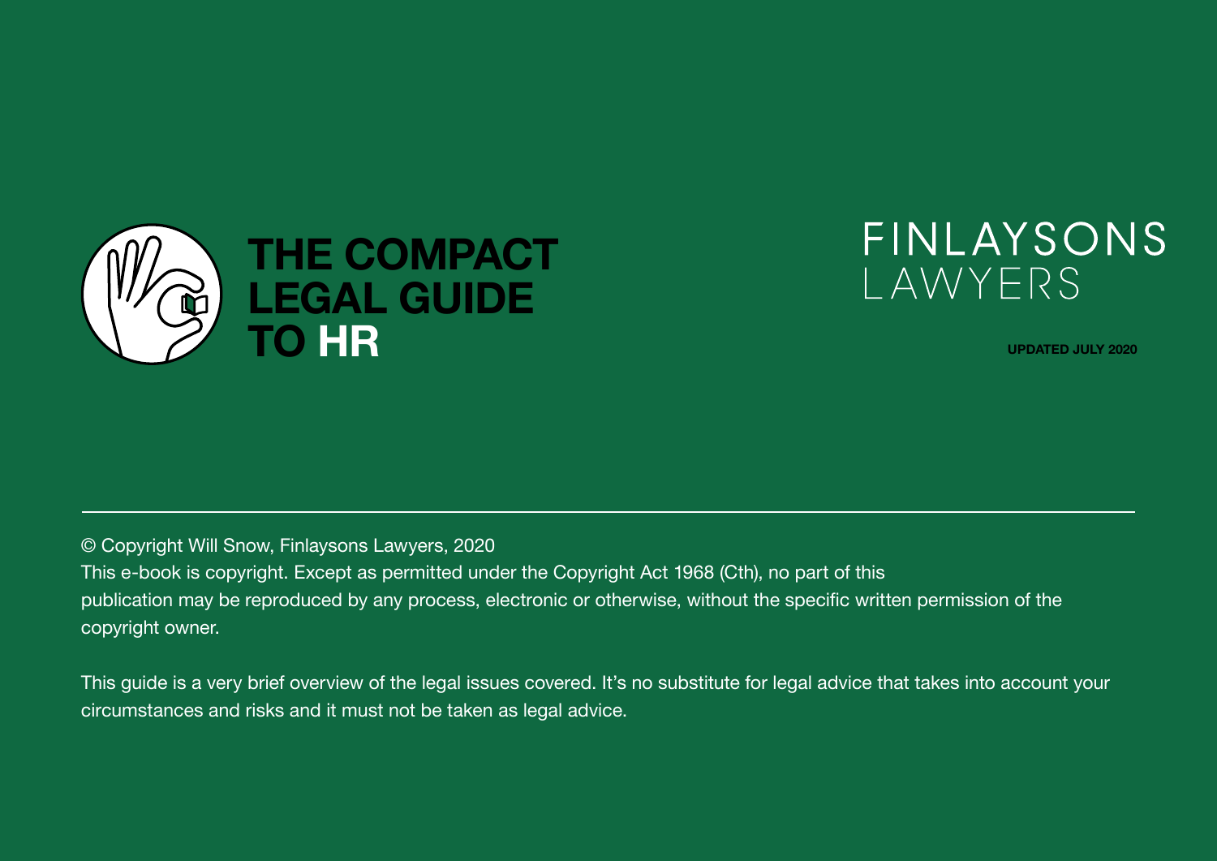# THE COMPACT LEGAL GUIDE TO HR

FINLAYSONS
LAWYERS

**UPDATED JULY 2020**

© Copyright Will Snow, Finlaysons Lawyers, 2020

This e-book is copyright. Except as permitted under the Copyright Act 1968 (Cth), no part of this publication may be reproduced by any process, electronic or otherwise, without the specific written permission of the copyright owner.

This guide is a very brief overview of the legal issues covered. It's no substitute for legal advice that takes into account your circumstances and risks and it must not be taken as legal advice.